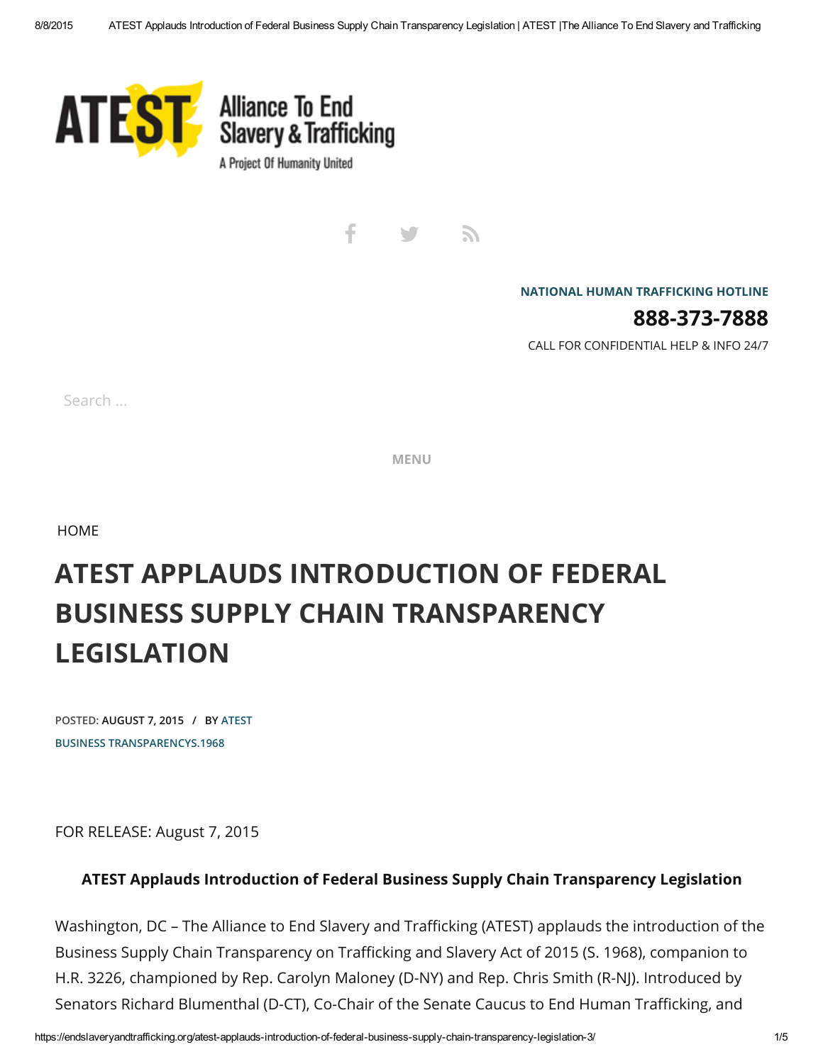Alliance To End Slavery & Trafficking

A Project Of Humanity United

NATIONAL HUMAN TRAFFICKING HOTLINE

**888-373-7888**

CALL FOR CONFIDENTIAL HELP & INFO 24/7

Search …

MENU

HOME

# ATEST APPLAUDS INTRODUCTION OF FEDERAL BUSINESS SUPPLY CHAIN TRANSPARENCY LEGISLATION

POSTED: **AUGUST 7, 2015** / BY ATEST

BUSINESS TRANSPARENCYS.1968

FOR RELEASE: August 7, 2015

**ATEST Applauds Introduction of Federal Business Supply Chain Transparency Legislation**

Washington, DC – The Alliance to End Slavery and Trafficking (ATEST) applauds the introduction of the Business Supply Chain Transparency on Trafficking and Slavery Act of 2015 (S. 1968), companion to H.R. 3226, championed by Rep. Carolyn Maloney (D-NY) and Rep. Chris Smith (R-NJ). Introduced by Senators Richard Blumenthal (D-CT), Co-Chair of the Senate Caucus to End Human Trafficking, and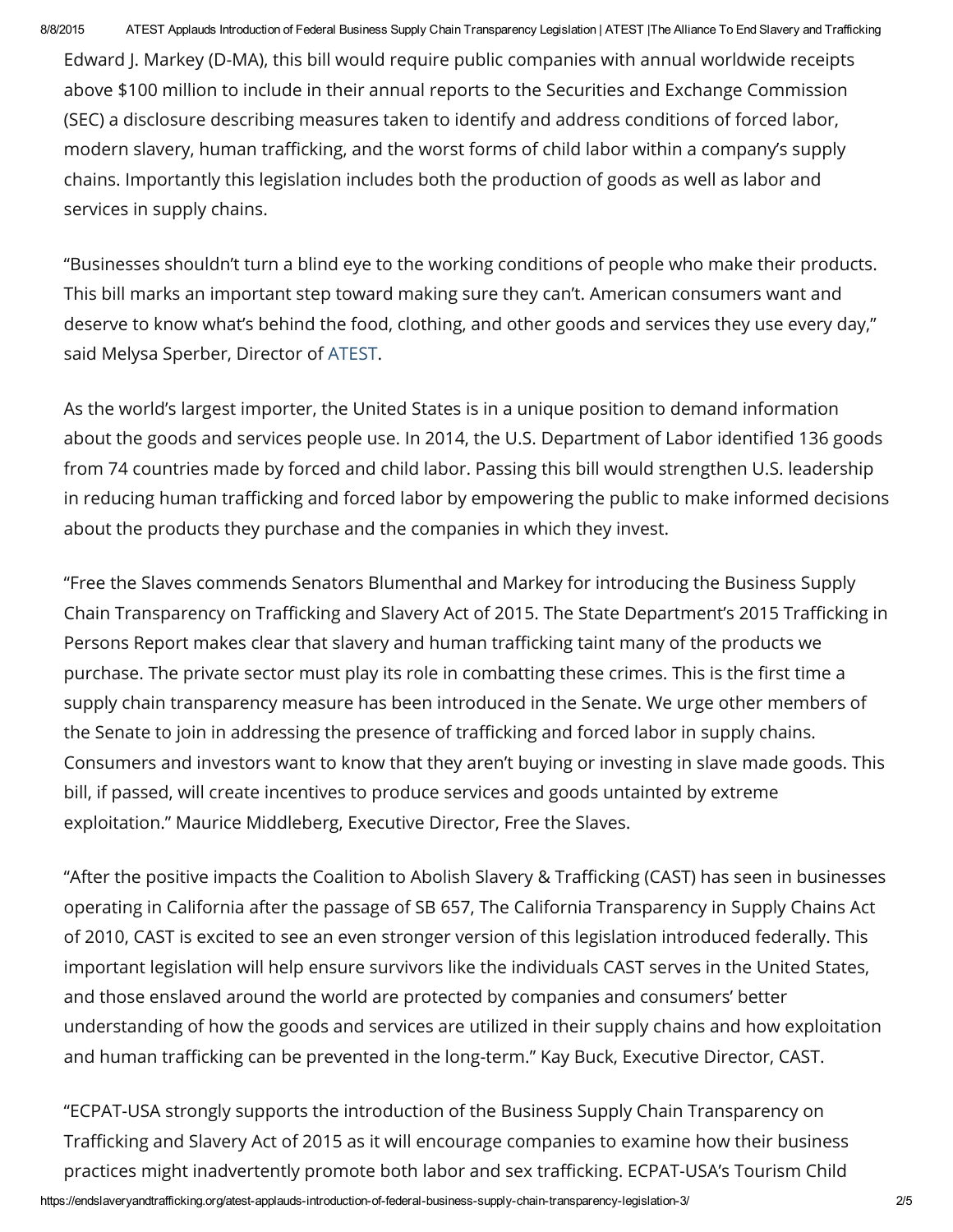Edward J. Markey (D-MA), this bill would require public companies with annual worldwide receipts above $100 million to include in their annual reports to the Securities and Exchange Commission (SEC) a disclosure describing measures taken to identify and address conditions of forced labor, modern slavery, human trafficking, and the worst forms of child labor within a company's supply chains. Importantly this legislation includes both the production of goods as well as labor and services in supply chains.

"Businesses shouldn't turn a blind eye to the working conditions of people who make their products. This bill marks an important step toward making sure they can't. American consumers want and deserve to know what's behind the food, clothing, and other goods and services they use every day," said Melysa Sperber, Director of ATEST.

As the world's largest importer, the United States is in a unique position to demand information about the goods and services people use. In 2014, the U.S. Department of Labor identified 136 goods from 74 countries made by forced and child labor. Passing this bill would strengthen U.S. leadership in reducing human trafficking and forced labor by empowering the public to make informed decisions about the products they purchase and the companies in which they invest.

"Free the Slaves commends Senators Blumenthal and Markey for introducing the Business Supply Chain Transparency on Trafficking and Slavery Act of 2015. The State Department's 2015 Trafficking in Persons Report makes clear that slavery and human trafficking taint many of the products we purchase. The private sector must play its role in combatting these crimes. This is the first time a supply chain transparency measure has been introduced in the Senate. We urge other members of the Senate to join in addressing the presence of trafficking and forced labor in supply chains. Consumers and investors want to know that they aren't buying or investing in slave made goods. This bill, if passed, will create incentives to produce services and goods untainted by extreme exploitation." Maurice Middleberg, Executive Director, Free the Slaves.

"After the positive impacts the Coalition to Abolish Slavery & Trafficking (CAST) has seen in businesses operating in California after the passage of SB 657, The California Transparency in Supply Chains Act of 2010, CAST is excited to see an even stronger version of this legislation introduced federally. This important legislation will help ensure survivors like the individuals CAST serves in the United States, and those enslaved around the world are protected by companies and consumers' better understanding of how the goods and services are utilized in their supply chains and how exploitation and human trafficking can be prevented in the long-term." Kay Buck, Executive Director, CAST.

"ECPAT-USA strongly supports the introduction of the Business Supply Chain Transparency on Trafficking and Slavery Act of 2015 as it will encourage companies to examine how their business practices might inadvertently promote both labor and sex trafficking. ECPAT-USA's Tourism Child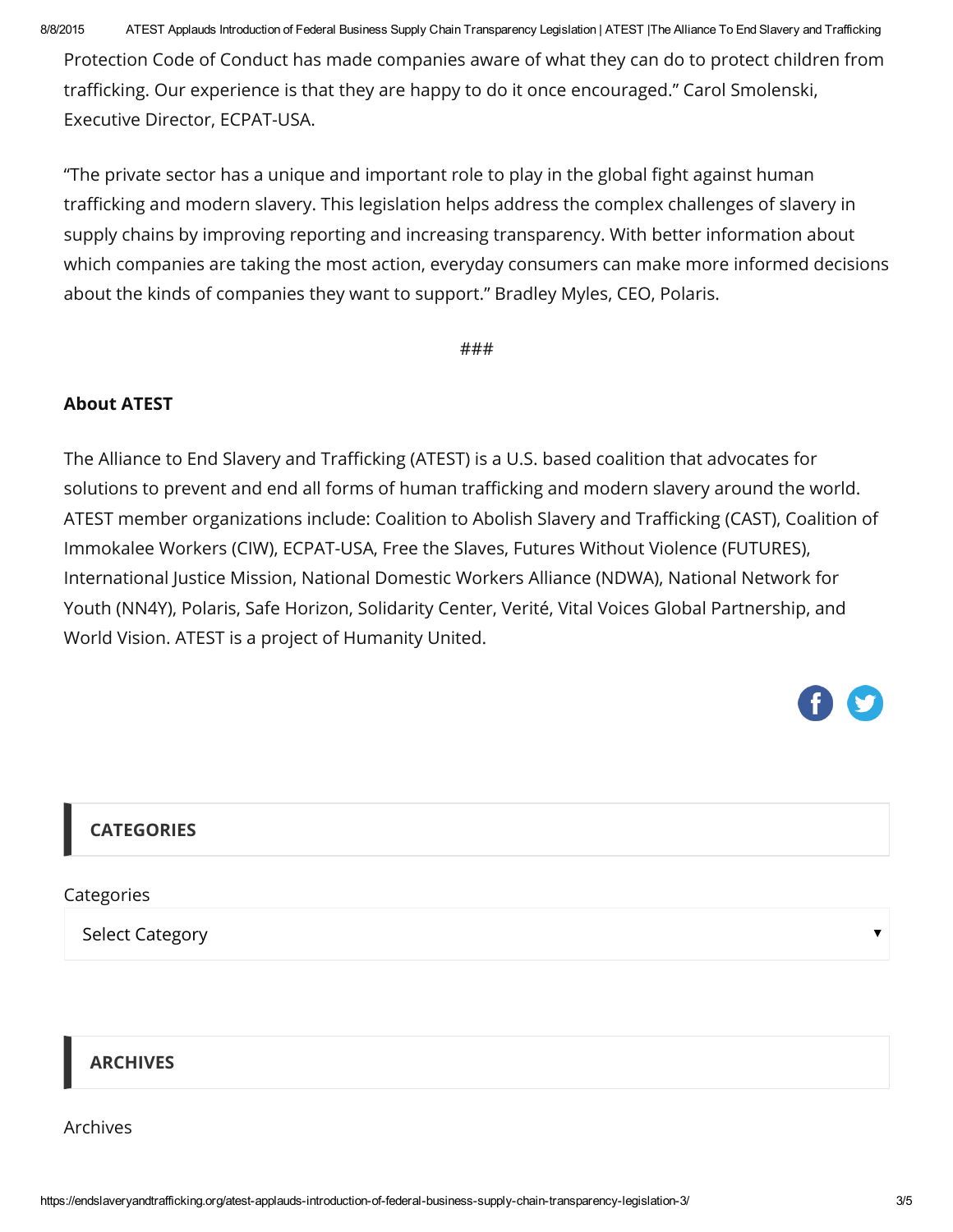Protection Code of Conduct has made companies aware of what they can do to protect children from trafficking. Our experience is that they are happy to do it once encouraged." Carol Smolenski, Executive Director, ECPAT-USA.

"The private sector has a unique and important role to play in the global fight against human trafficking and modern slavery. This legislation helps address the complex challenges of slavery in supply chains by improving reporting and increasing transparency. With better information about which companies are taking the most action, everyday consumers can make more informed decisions about the kinds of companies they want to support." Bradley Myles, CEO, Polaris.

###

**About ATEST**

The Alliance to End Slavery and Trafficking (ATEST) is a U.S. based coalition that advocates for solutions to prevent and end all forms of human trafficking and modern slavery around the world. ATEST member organizations include: Coalition to Abolish Slavery and Trafficking (CAST), Coalition of Immokalee Workers (CIW), ECPAT-USA, Free the Slaves, Futures Without Violence (FUTURES), International Justice Mission, National Domestic Workers Alliance (NDWA), National Network for Youth (NN4Y), Polaris, Safe Horizon, Solidarity Center, Verité, Vital Voices Global Partnership, and World Vision. ATEST is a project of Humanity United.

## CATEGORIES

Categories

Select Category

## ARCHIVES

Archives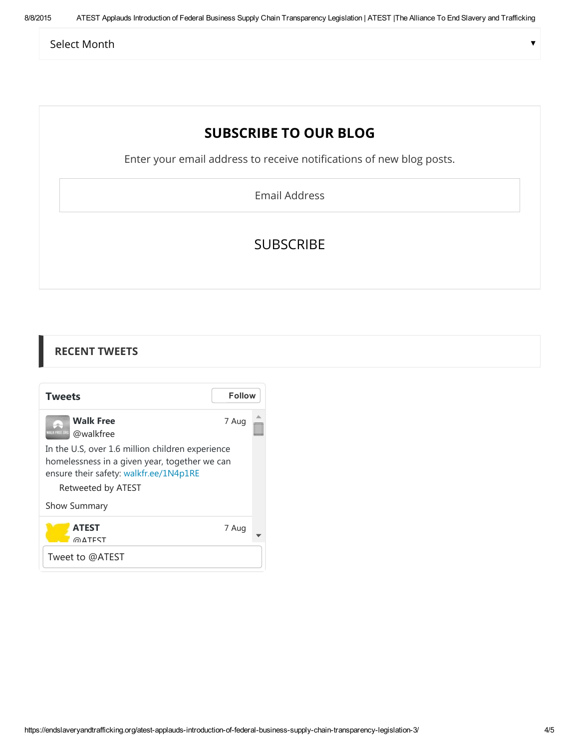Select Month

## SUBSCRIBE TO OUR BLOG

Enter your email address to receive notifications of new blog posts.

Email Address

SUBSCRIBE

### RECENT TWEETS

**Tweets** Follow

**Walk Free** @walkfree 7 Aug

In the U.S, over 1.6 million children experience homelessness in a given year, together we can ensure their safety: walkfr.ee/1N4p1RE

Retweeted by ATEST

Show Summary

**ATEST** @ATEST 7 Aug

Tweet to @ATEST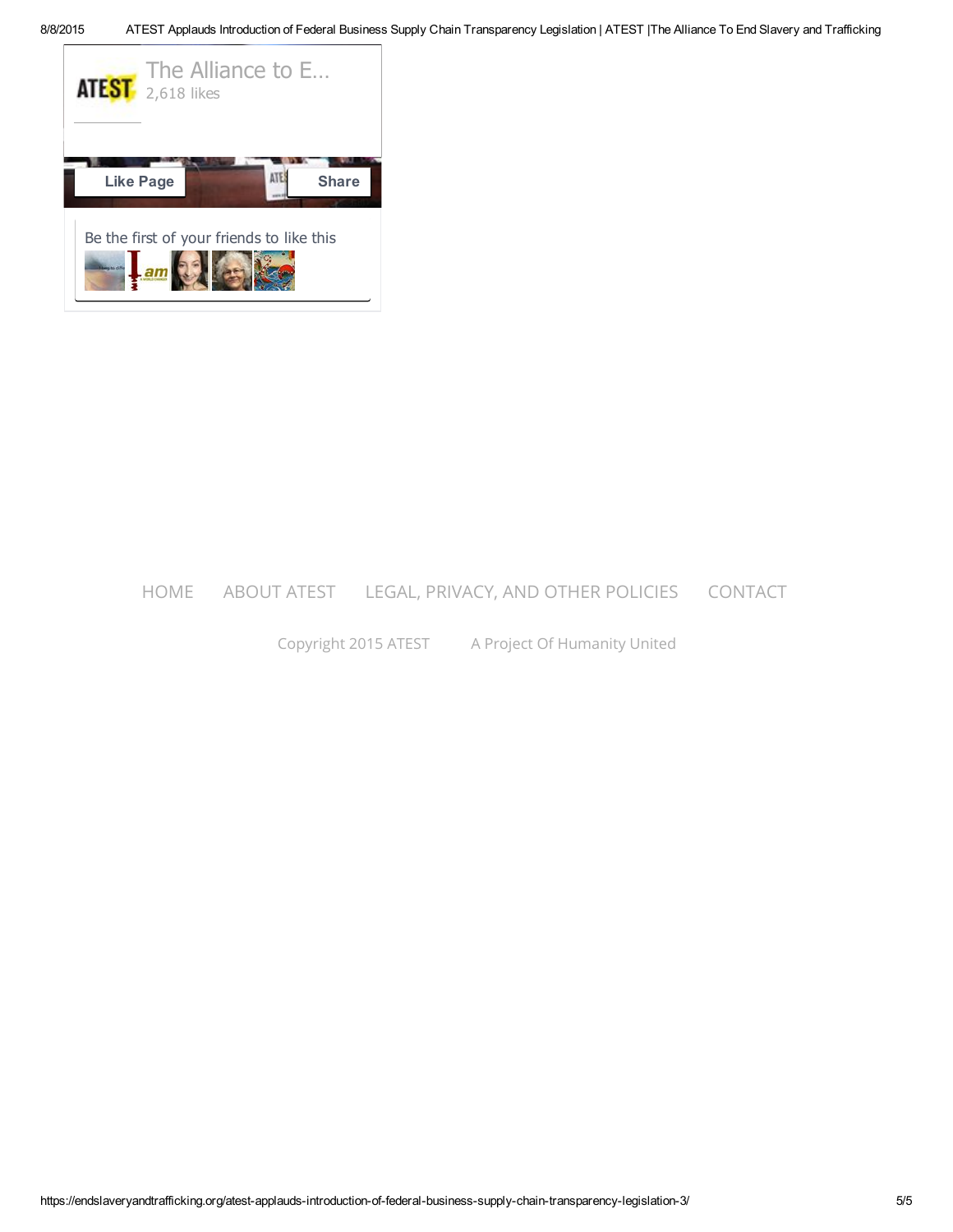The Alliance to E...
2,618 likes

Like Page

Share

Be the first of your friends to like this

HOME ABOUT ATEST LEGAL, PRIVACY, AND OTHER POLICIES CONTACT

Copyright 2015 ATEST A Project Of Humanity United